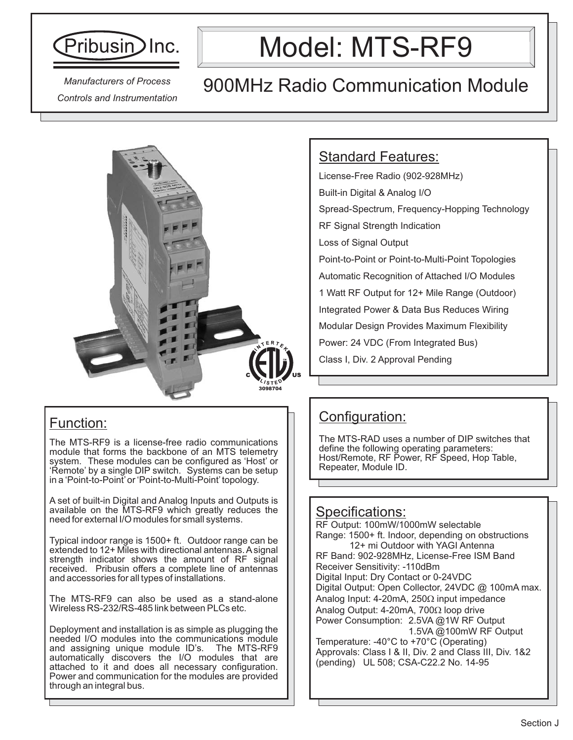Pribusin Inc.

*Manufacturers of Process Controls and Instrumentation*

# Model: MTS-RF9

## 900MHz Radio Communication Module

## Standard Features:

License-Free Radio (902-928MHz)

Built-in Digital & Analog I/O

Spread-Spectrum, Frequency-Hopping Technology

RF Signal Strength Indication

Loss of Signal Output

Point-to-Point or Point-to-Multi-Point Topologies

Automatic Recognition of Attached I/O Modules

1 Watt RF Output for 12+ Mile Range (Outdoor)

Integrated Power & Data Bus Reduces Wiring

Modular Design Provides Maximum Flexibility

Power: 24 VDC (From Integrated Bus)

Class I, Div. 2 Approval Pending

## Function:

The MTS-RF9 is a license-free radio communications module that forms the backbone of an MTS telemetry system. These modules can be configured as 'Host' or 'Remote' by a single DIP switch. Systems can be setup in a 'Point-to-Point' or 'Point-to-Multi-Point' topology.

A set of built-in Digital and Analog Inputs and Outputs is available on the MTS-RF9 which greatly reduces the need for external I/O modules for small systems.

Typical indoor range is 1500+ ft. Outdoor range can be extended to 12+ Miles with directional antennas. A signal strength indicator shows the amount of RF signal received. Pribusin offers a complete line of antennas and accessories for all types of installations.

The MTS-RF9 can also be used as a stand-alone Wireless RS-232/RS-485 link between PLCs etc.

Deployment and installation is as simple as plugging the needed I/O modules into the communications module and assigning unique module ID's. The MTS-RF9 automatically discovers the I/O modules that are attached to it and does all necessary configuration. Power and communication for the modules are provided through an integral bus.

## Configuration:

The MTS-RAD uses a number of DIP switches that define the following operating parameters: Host/Remote, RF Power, RF Speed, Hop Table, Repeater, Module ID.

## Specifications:

RF Output: 100mW/1000mW selectable
Range: 1500+ ft. Indoor, depending on obstructions
12+ mi Outdoor with YAGI Antenna
RF Band: 902-928MHz, License-Free ISM Band
Receiver Sensitivity: -110dBm
Digital Input: Dry Contact or 0-24VDC
Digital Output: Open Collector, 24VDC @ 100mA max.
Analog Input: 4-20mA, 250Ω input impedance
Analog Output: 4-20mA, 700Ω loop drive
Power Consumption: 2.5VA @1W RF Output
1.5VA @100mW RF Output
Temperature: -40°C to +70°C (Operating)
Approvals: Class I & II, Div. 2 and Class III, Div. 1&2 (pending) UL 508; CSA-C22.2 No. 14-95

Section J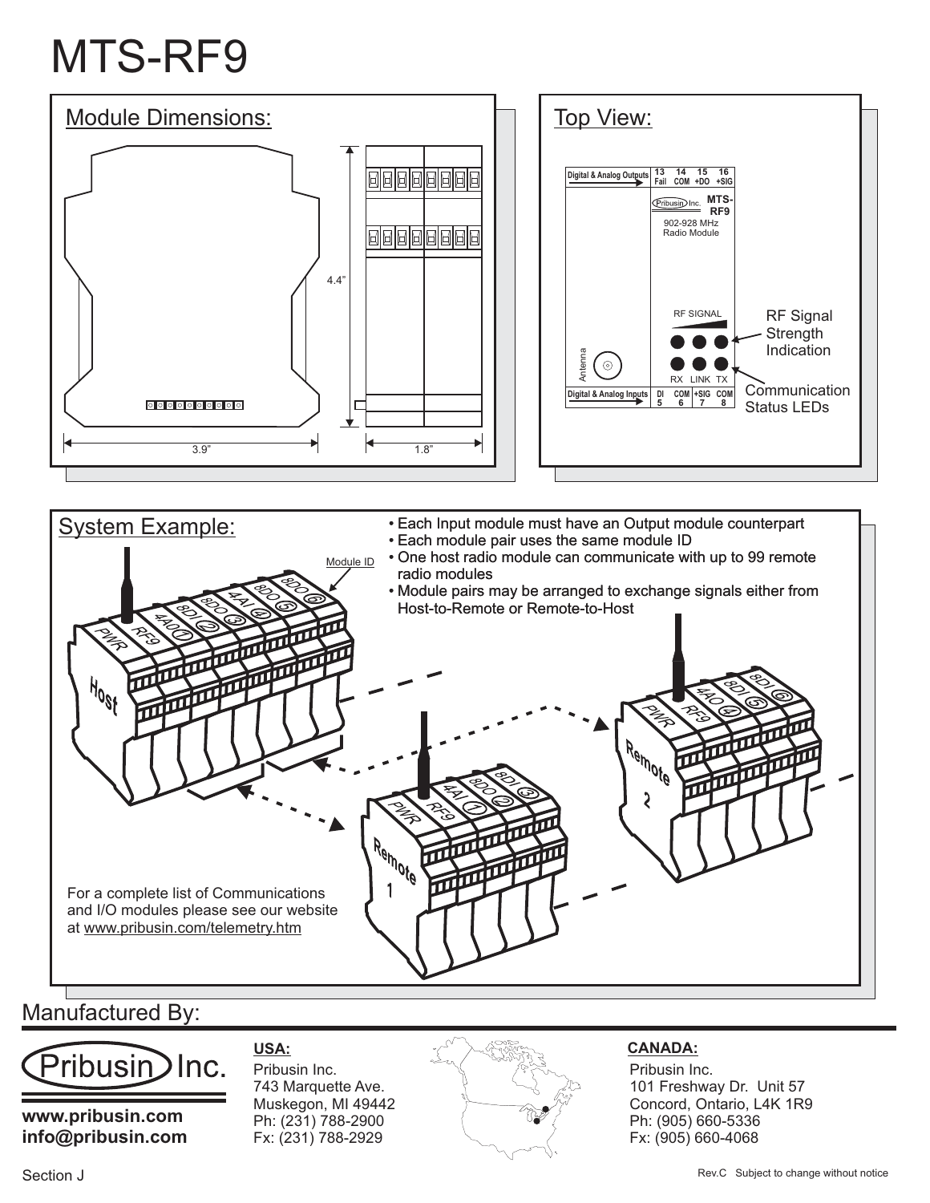# MTS-RF9

## Module Dimensions:

4.4"

3.9"

1.8"

## Top View:

Digital & Analog Outputs

13 Fail | 14 COM | 15 +DO | 16 +SIG

Pribusin Inc. MTS-RF9

902-928 MHz Radio Module

RF SIGNAL

Antenna

RX LINK TX

Digital & Analog Inputs

DI 5 | COM 6 | +SIG 7 | COM 8

RF Signal Strength Indication

Communication Status LEDs

## System Example:

- Each Input module must have an Output module counterpart
- Each module pair uses the same module ID
- One host radio module can communicate with up to 99 remote radio modules
- Module pairs may be arranged to exchange signals either from Host-to-Remote or Remote-to-Host

Module ID

Host: PWR, RF9, 4AO ①, 8DI ②, 8DO ③, 4AI ④, 8DO ⑤, 8DO ⑥

Remote 1: PWR, RF9, 4AI ①, 8DO ②, 8DI ③

Remote 2: PWR, RF9, 4AO ④, 8DI ⑤, 8DI ⑥

For a complete list of Communications and I/O modules please see our website at www.pribusin.com/telemetry.htm

## Manufactured By:

Pribusin Inc.

www.pribusin.com
info@pribusin.com

**USA:**

Pribusin Inc.
743 Marquette Ave.
Muskegon, MI 49442
Ph: (231) 788-2900
Fx: (231) 788-2929

**CANADA:**

Pribusin Inc.
101 Freshway Dr. Unit 57
Concord, Ontario, L4K 1R9
Ph: (905) 660-5336
Fx: (905) 660-4068

Section J

Rev.C Subject to change without notice